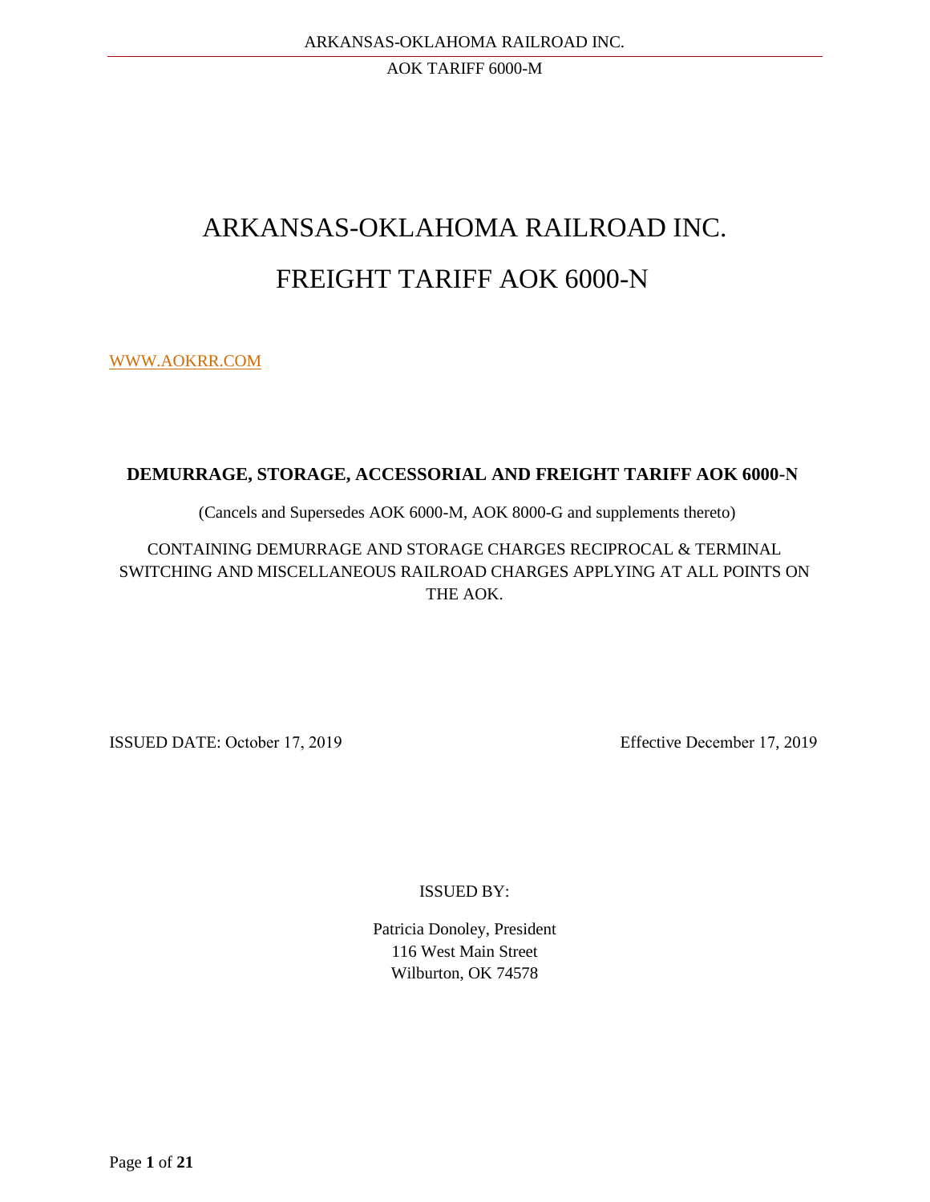# ARKANSAS-OKLAHOMA RAILROAD INC.

# FREIGHT TARIFF AOK 6000-N

WWW.AOKRR.COM

**DEMURRAGE, STORAGE, ACCESSORIAL AND FREIGHT TARIFF AOK 6000-N**

(Cancels and Supersedes AOK 6000-M, AOK 8000-G and supplements thereto)

CONTAINING DEMURRAGE AND STORAGE CHARGES RECIPROCAL & TERMINAL SWITCHING AND MISCELLANEOUS RAILROAD CHARGES APPLYING AT ALL POINTS ON THE AOK.

ISSUED DATE: October 17, 2019

Effective December 17, 2019

ISSUED BY:

Patricia Donoley, President
116 West Main Street
Wilburton, OK 74578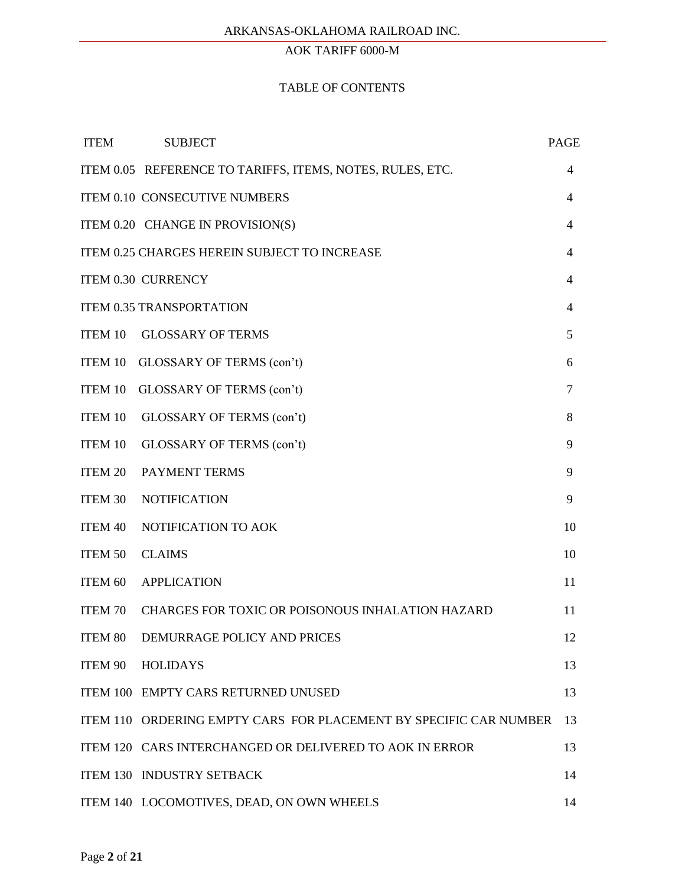ARKANSAS-OKLAHOMA RAILROAD INC.

AOK TARIFF 6000-M

## TABLE OF CONTENTS

| ITEM | SUBJECT | PAGE |
|---|---|---|
| ITEM 0.05 | REFERENCE TO TARIFFS, ITEMS, NOTES, RULES, ETC. | 4 |
| ITEM 0.10 | CONSECUTIVE NUMBERS | 4 |
| ITEM 0.20 | CHANGE IN PROVISION(S) | 4 |
| ITEM 0.25 | CHARGES HEREIN SUBJECT TO INCREASE | 4 |
| ITEM 0.30 | CURRENCY | 4 |
| ITEM 0.35 | TRANSPORTATION | 4 |
| ITEM 10 | GLOSSARY OF TERMS | 5 |
| ITEM 10 | GLOSSARY OF TERMS (con't) | 6 |
| ITEM 10 | GLOSSARY OF TERMS (con't) | 7 |
| ITEM 10 | GLOSSARY OF TERMS (con't) | 8 |
| ITEM 10 | GLOSSARY OF TERMS (con't) | 9 |
| ITEM 20 | PAYMENT TERMS | 9 |
| ITEM 30 | NOTIFICATION | 9 |
| ITEM 40 | NOTIFICATION TO AOK | 10 |
| ITEM 50 | CLAIMS | 10 |
| ITEM 60 | APPLICATION | 11 |
| ITEM 70 | CHARGES FOR TOXIC OR POISONOUS INHALATION HAZARD | 11 |
| ITEM 80 | DEMURRAGE POLICY AND PRICES | 12 |
| ITEM 90 | HOLIDAYS | 13 |
| ITEM 100 | EMPTY CARS RETURNED UNUSED | 13 |
| ITEM 110 | ORDERING EMPTY CARS FOR PLACEMENT BY SPECIFIC CAR NUMBER | 13 |
| ITEM 120 | CARS INTERCHANGED OR DELIVERED TO AOK IN ERROR | 13 |
| ITEM 130 | INDUSTRY SETBACK | 14 |
| ITEM 140 | LOCOMOTIVES, DEAD, ON OWN WHEELS | 14 |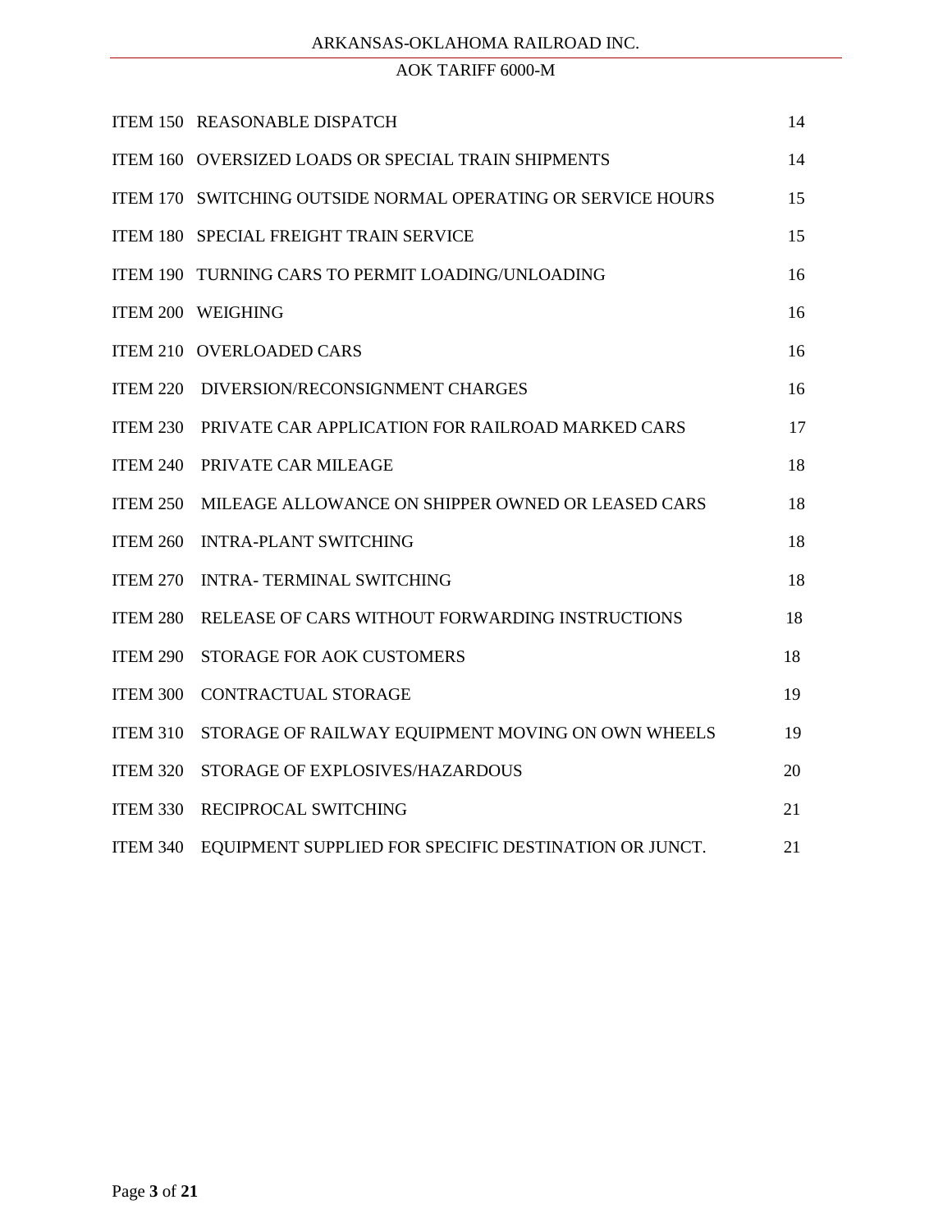| | | |
|---|---|---|
| ITEM 150 | REASONABLE DISPATCH | 14 |
| ITEM 160 | OVERSIZED LOADS OR SPECIAL TRAIN SHIPMENTS | 14 |
| ITEM 170 | SWITCHING OUTSIDE NORMAL OPERATING OR SERVICE HOURS | 15 |
| ITEM 180 | SPECIAL FREIGHT TRAIN SERVICE | 15 |
| ITEM 190 | TURNING CARS TO PERMIT LOADING/UNLOADING | 16 |
| ITEM 200 | WEIGHING | 16 |
| ITEM 210 | OVERLOADED CARS | 16 |
| ITEM 220 | DIVERSION/RECONSIGNMENT CHARGES | 16 |
| ITEM 230 | PRIVATE CAR APPLICATION FOR RAILROAD MARKED CARS | 17 |
| ITEM 240 | PRIVATE CAR MILEAGE | 18 |
| ITEM 250 | MILEAGE ALLOWANCE ON SHIPPER OWNED OR LEASED CARS | 18 |
| ITEM 260 | INTRA-PLANT SWITCHING | 18 |
| ITEM 270 | INTRA- TERMINAL SWITCHING | 18 |
| ITEM 280 | RELEASE OF CARS WITHOUT FORWARDING INSTRUCTIONS | 18 |
| ITEM 290 | STORAGE FOR AOK CUSTOMERS | 18 |
| ITEM 300 | CONTRACTUAL STORAGE | 19 |
| ITEM 310 | STORAGE OF RAILWAY EQUIPMENT MOVING ON OWN WHEELS | 19 |
| ITEM 320 | STORAGE OF EXPLOSIVES/HAZARDOUS | 20 |
| ITEM 330 | RECIPROCAL SWITCHING | 21 |
| ITEM 340 | EQUIPMENT SUPPLIED FOR SPECIFIC DESTINATION OR JUNCT. | 21 |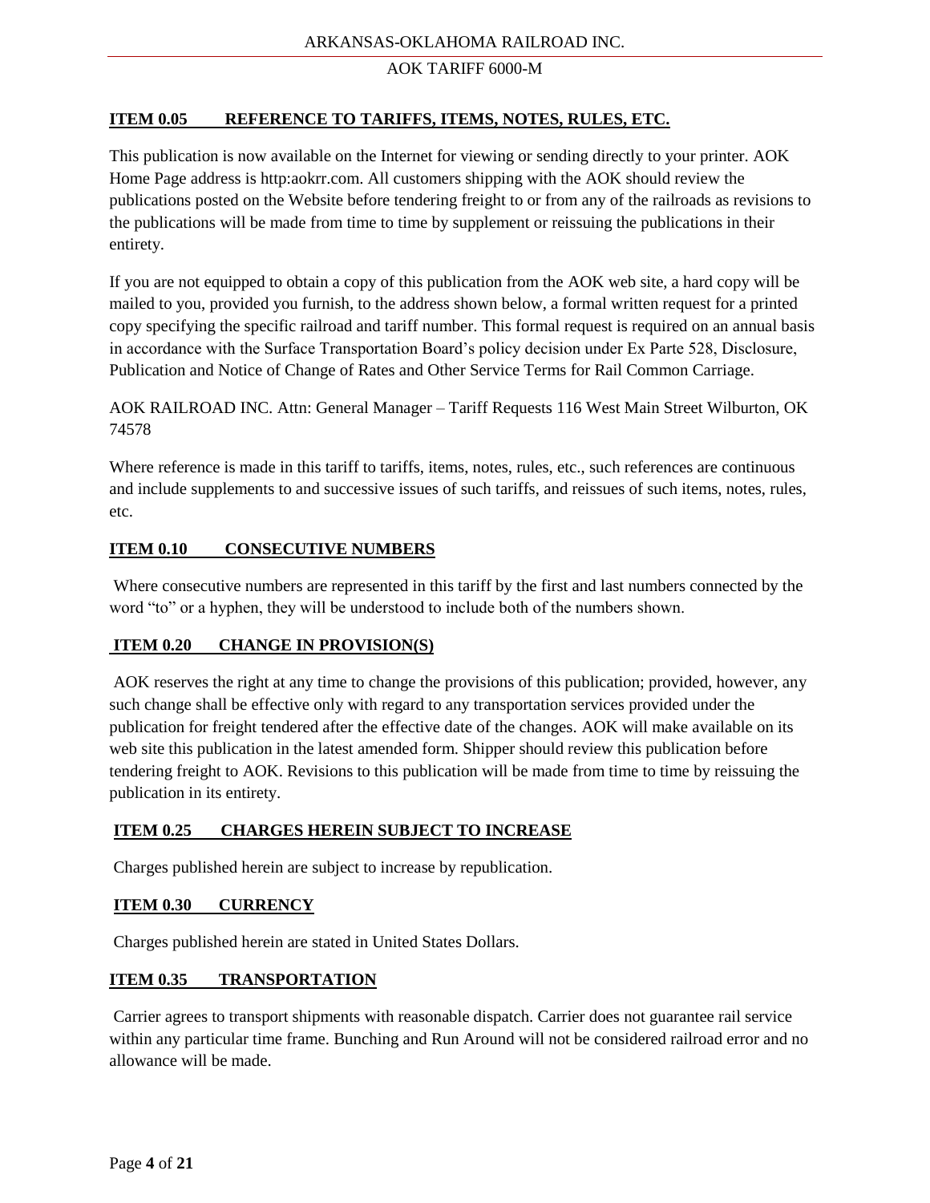## ITEM 0.05 REFERENCE TO TARIFFS, ITEMS, NOTES, RULES, ETC.

This publication is now available on the Internet for viewing or sending directly to your printer. AOK Home Page address is http:aokrr.com. All customers shipping with the AOK should review the publications posted on the Website before tendering freight to or from any of the railroads as revisions to the publications will be made from time to time by supplement or reissuing the publications in their entirety.

If you are not equipped to obtain a copy of this publication from the AOK web site, a hard copy will be mailed to you, provided you furnish, to the address shown below, a formal written request for a printed copy specifying the specific railroad and tariff number. This formal request is required on an annual basis in accordance with the Surface Transportation Board's policy decision under Ex Parte 528, Disclosure, Publication and Notice of Change of Rates and Other Service Terms for Rail Common Carriage.

AOK RAILROAD INC. Attn: General Manager – Tariff Requests 116 West Main Street Wilburton, OK 74578

Where reference is made in this tariff to tariffs, items, notes, rules, etc., such references are continuous and include supplements to and successive issues of such tariffs, and reissues of such items, notes, rules, etc.

## ITEM 0.10 CONSECUTIVE NUMBERS

Where consecutive numbers are represented in this tariff by the first and last numbers connected by the word "to" or a hyphen, they will be understood to include both of the numbers shown.

## ITEM 0.20 CHANGE IN PROVISION(S)

AOK reserves the right at any time to change the provisions of this publication; provided, however, any such change shall be effective only with regard to any transportation services provided under the publication for freight tendered after the effective date of the changes. AOK will make available on its web site this publication in the latest amended form. Shipper should review this publication before tendering freight to AOK. Revisions to this publication will be made from time to time by reissuing the publication in its entirety.

## ITEM 0.25 CHARGES HEREIN SUBJECT TO INCREASE

Charges published herein are subject to increase by republication.

## ITEM 0.30 CURRENCY

Charges published herein are stated in United States Dollars.

## ITEM 0.35 TRANSPORTATION

Carrier agrees to transport shipments with reasonable dispatch. Carrier does not guarantee rail service within any particular time frame. Bunching and Run Around will not be considered railroad error and no allowance will be made.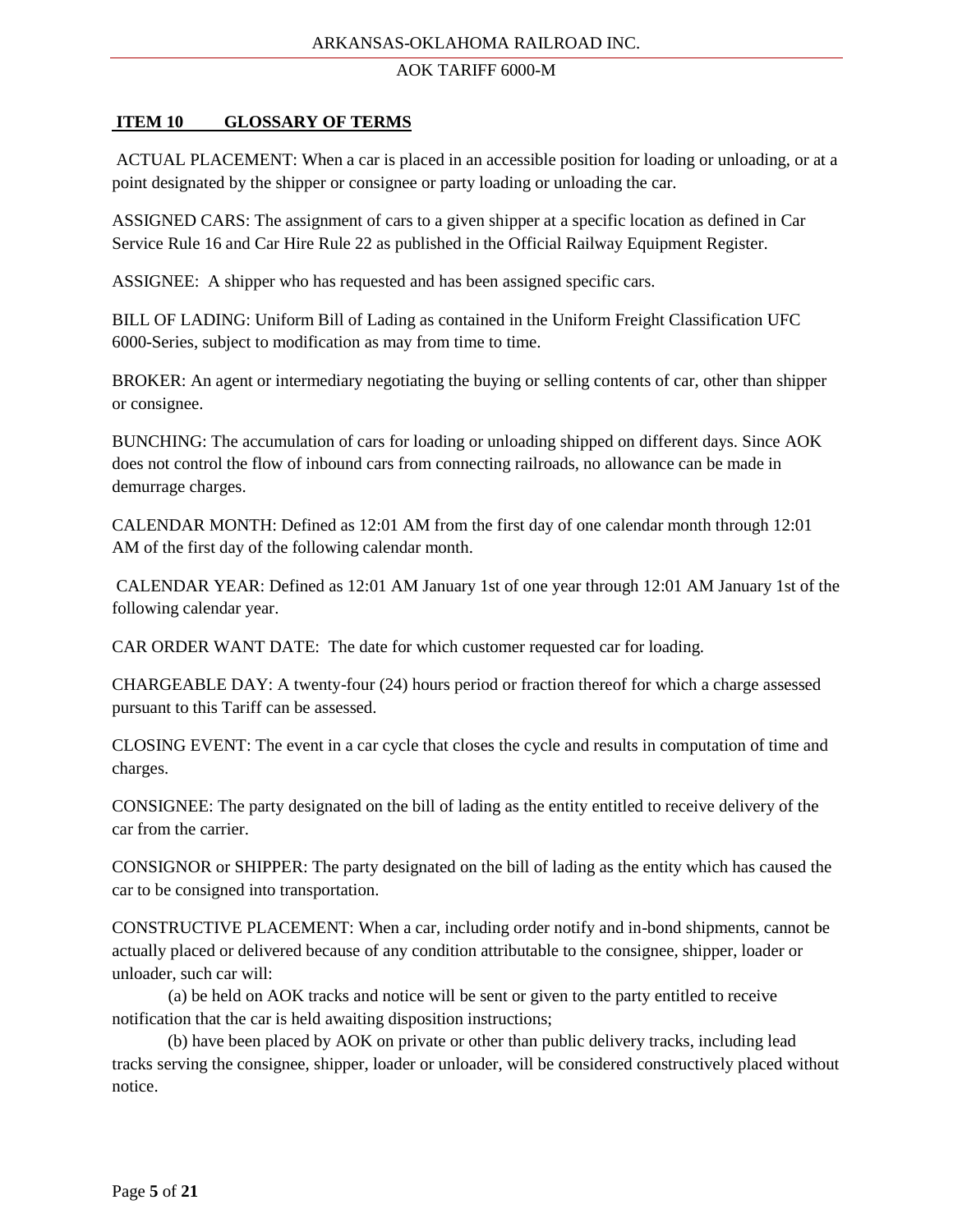## ITEM 10 GLOSSARY OF TERMS

ACTUAL PLACEMENT: When a car is placed in an accessible position for loading or unloading, or at a point designated by the shipper or consignee or party loading or unloading the car.

ASSIGNED CARS: The assignment of cars to a given shipper at a specific location as defined in Car Service Rule 16 and Car Hire Rule 22 as published in the Official Railway Equipment Register.

ASSIGNEE: A shipper who has requested and has been assigned specific cars.

BILL OF LADING: Uniform Bill of Lading as contained in the Uniform Freight Classification UFC 6000-Series, subject to modification as may from time to time.

BROKER: An agent or intermediary negotiating the buying or selling contents of car, other than shipper or consignee.

BUNCHING: The accumulation of cars for loading or unloading shipped on different days. Since AOK does not control the flow of inbound cars from connecting railroads, no allowance can be made in demurrage charges.

CALENDAR MONTH: Defined as 12:01 AM from the first day of one calendar month through 12:01 AM of the first day of the following calendar month.

CALENDAR YEAR: Defined as 12:01 AM January 1st of one year through 12:01 AM January 1st of the following calendar year.

CAR ORDER WANT DATE: The date for which customer requested car for loading.

CHARGEABLE DAY: A twenty-four (24) hours period or fraction thereof for which a charge assessed pursuant to this Tariff can be assessed.

CLOSING EVENT: The event in a car cycle that closes the cycle and results in computation of time and charges.

CONSIGNEE: The party designated on the bill of lading as the entity entitled to receive delivery of the car from the carrier.

CONSIGNOR or SHIPPER: The party designated on the bill of lading as the entity which has caused the car to be consigned into transportation.

CONSTRUCTIVE PLACEMENT: When a car, including order notify and in-bond shipments, cannot be actually placed or delivered because of any condition attributable to the consignee, shipper, loader or unloader, such car will:

(a) be held on AOK tracks and notice will be sent or given to the party entitled to receive notification that the car is held awaiting disposition instructions;

(b) have been placed by AOK on private or other than public delivery tracks, including lead tracks serving the consignee, shipper, loader or unloader, will be considered constructively placed without notice.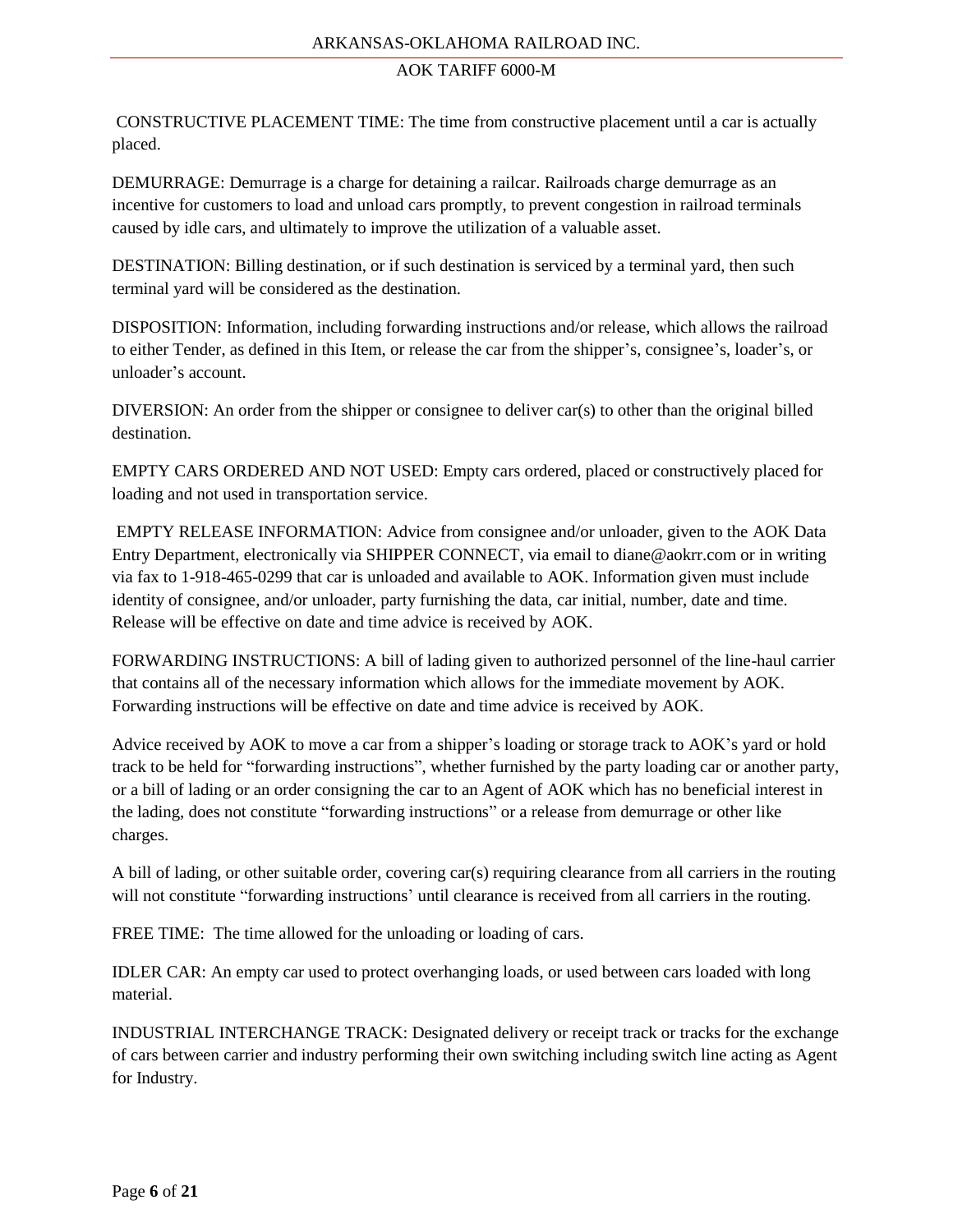CONSTRUCTIVE PLACEMENT TIME: The time from constructive placement until a car is actually placed.

DEMURRAGE: Demurrage is a charge for detaining a railcar. Railroads charge demurrage as an incentive for customers to load and unload cars promptly, to prevent congestion in railroad terminals caused by idle cars, and ultimately to improve the utilization of a valuable asset.

DESTINATION: Billing destination, or if such destination is serviced by a terminal yard, then such terminal yard will be considered as the destination.

DISPOSITION: Information, including forwarding instructions and/or release, which allows the railroad to either Tender, as defined in this Item, or release the car from the shipper's, consignee's, loader's, or unloader's account.

DIVERSION: An order from the shipper or consignee to deliver car(s) to other than the original billed destination.

EMPTY CARS ORDERED AND NOT USED: Empty cars ordered, placed or constructively placed for loading and not used in transportation service.

EMPTY RELEASE INFORMATION: Advice from consignee and/or unloader, given to the AOK Data Entry Department, electronically via SHIPPER CONNECT, via email to diane@aokrr.com or in writing via fax to 1-918-465-0299 that car is unloaded and available to AOK. Information given must include identity of consignee, and/or unloader, party furnishing the data, car initial, number, date and time. Release will be effective on date and time advice is received by AOK.

FORWARDING INSTRUCTIONS: A bill of lading given to authorized personnel of the line-haul carrier that contains all of the necessary information which allows for the immediate movement by AOK. Forwarding instructions will be effective on date and time advice is received by AOK.

Advice received by AOK to move a car from a shipper's loading or storage track to AOK's yard or hold track to be held for "forwarding instructions", whether furnished by the party loading car or another party, or a bill of lading or an order consigning the car to an Agent of AOK which has no beneficial interest in the lading, does not constitute "forwarding instructions" or a release from demurrage or other like charges.

A bill of lading, or other suitable order, covering car(s) requiring clearance from all carriers in the routing will not constitute "forwarding instructions' until clearance is received from all carriers in the routing.

FREE TIME: The time allowed for the unloading or loading of cars.

IDLER CAR: An empty car used to protect overhanging loads, or used between cars loaded with long material.

INDUSTRIAL INTERCHANGE TRACK: Designated delivery or receipt track or tracks for the exchange of cars between carrier and industry performing their own switching including switch line acting as Agent for Industry.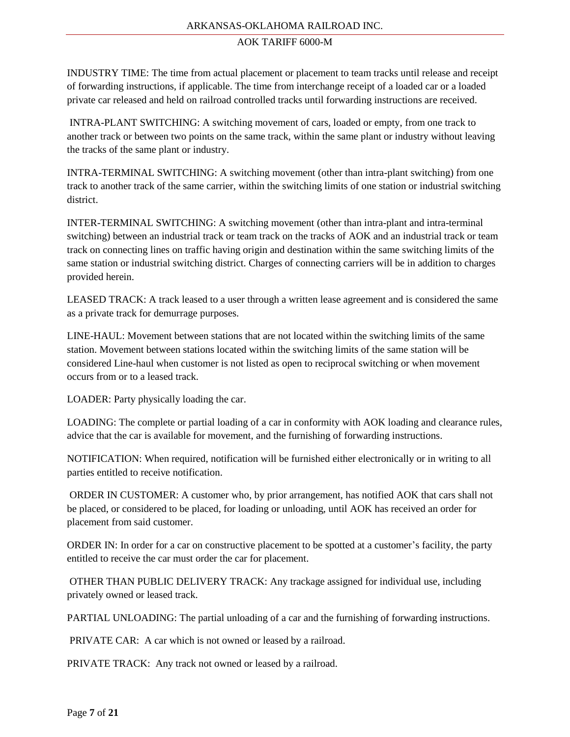INDUSTRY TIME: The time from actual placement or placement to team tracks until release and receipt of forwarding instructions, if applicable. The time from interchange receipt of a loaded car or a loaded private car released and held on railroad controlled tracks until forwarding instructions are received.

INTRA-PLANT SWITCHING: A switching movement of cars, loaded or empty, from one track to another track or between two points on the same track, within the same plant or industry without leaving the tracks of the same plant or industry.

INTRA-TERMINAL SWITCHING: A switching movement (other than intra-plant switching) from one track to another track of the same carrier, within the switching limits of one station or industrial switching district.

INTER-TERMINAL SWITCHING: A switching movement (other than intra-plant and intra-terminal switching) between an industrial track or team track on the tracks of AOK and an industrial track or team track on connecting lines on traffic having origin and destination within the same switching limits of the same station or industrial switching district. Charges of connecting carriers will be in addition to charges provided herein.

LEASED TRACK: A track leased to a user through a written lease agreement and is considered the same as a private track for demurrage purposes.

LINE-HAUL: Movement between stations that are not located within the switching limits of the same station. Movement between stations located within the switching limits of the same station will be considered Line-haul when customer is not listed as open to reciprocal switching or when movement occurs from or to a leased track.

LOADER: Party physically loading the car.

LOADING: The complete or partial loading of a car in conformity with AOK loading and clearance rules, advice that the car is available for movement, and the furnishing of forwarding instructions.

NOTIFICATION: When required, notification will be furnished either electronically or in writing to all parties entitled to receive notification.

ORDER IN CUSTOMER: A customer who, by prior arrangement, has notified AOK that cars shall not be placed, or considered to be placed, for loading or unloading, until AOK has received an order for placement from said customer.

ORDER IN: In order for a car on constructive placement to be spotted at a customer's facility, the party entitled to receive the car must order the car for placement.

OTHER THAN PUBLIC DELIVERY TRACK: Any trackage assigned for individual use, including privately owned or leased track.

PARTIAL UNLOADING: The partial unloading of a car and the furnishing of forwarding instructions.

PRIVATE CAR: A car which is not owned or leased by a railroad.

PRIVATE TRACK: Any track not owned or leased by a railroad.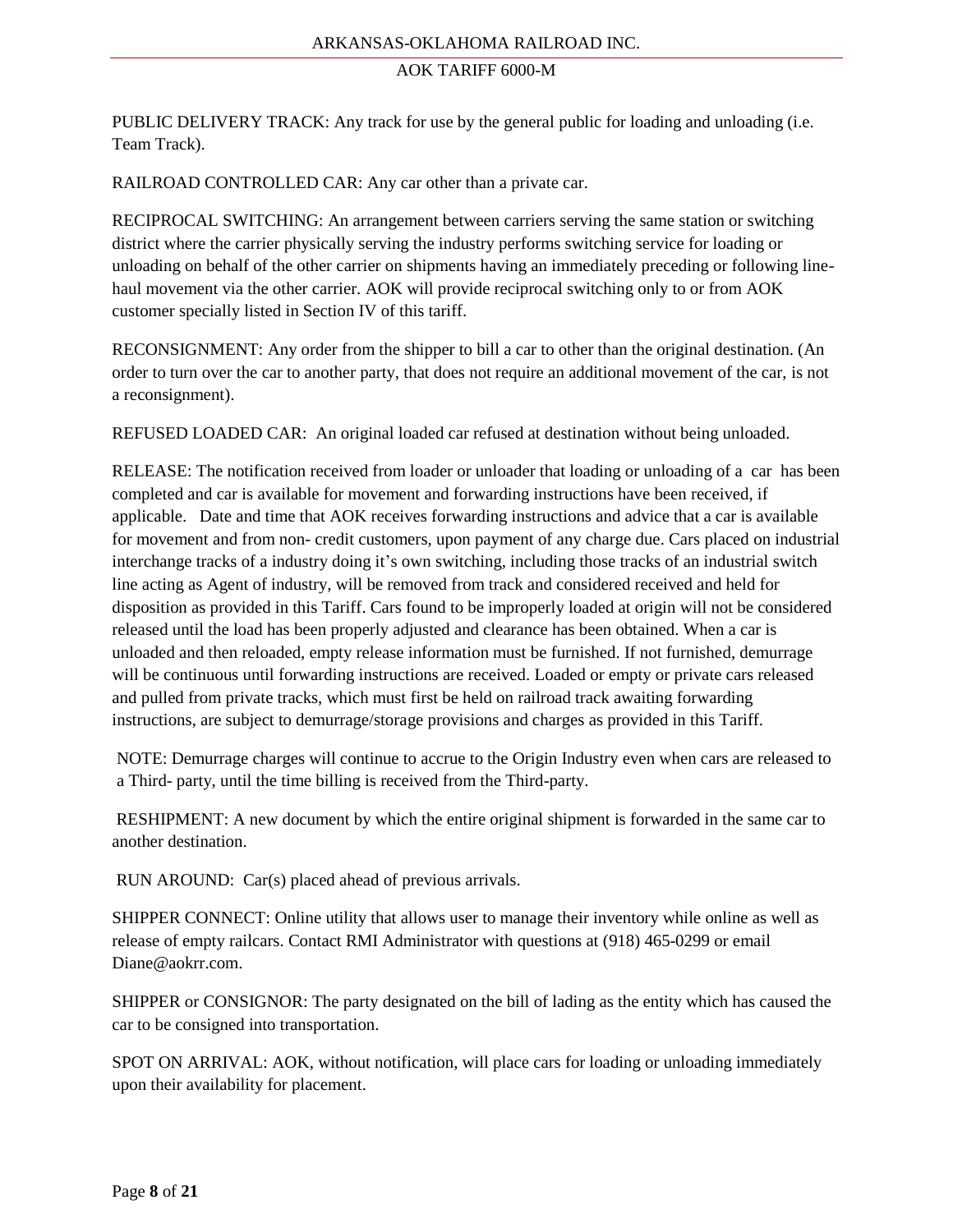PUBLIC DELIVERY TRACK: Any track for use by the general public for loading and unloading (i.e. Team Track).

RAILROAD CONTROLLED CAR: Any car other than a private car.

RECIPROCAL SWITCHING: An arrangement between carriers serving the same station or switching district where the carrier physically serving the industry performs switching service for loading or unloading on behalf of the other carrier on shipments having an immediately preceding or following line-haul movement via the other carrier. AOK will provide reciprocal switching only to or from AOK customer specially listed in Section IV of this tariff.

RECONSIGNMENT: Any order from the shipper to bill a car to other than the original destination. (An order to turn over the car to another party, that does not require an additional movement of the car, is not a reconsignment).

REFUSED LOADED CAR: An original loaded car refused at destination without being unloaded.

RELEASE: The notification received from loader or unloader that loading or unloading of a car has been completed and car is available for movement and forwarding instructions have been received, if applicable. Date and time that AOK receives forwarding instructions and advice that a car is available for movement and from non- credit customers, upon payment of any charge due. Cars placed on industrial interchange tracks of a industry doing it's own switching, including those tracks of an industrial switch line acting as Agent of industry, will be removed from track and considered received and held for disposition as provided in this Tariff. Cars found to be improperly loaded at origin will not be considered released until the load has been properly adjusted and clearance has been obtained. When a car is unloaded and then reloaded, empty release information must be furnished. If not furnished, demurrage will be continuous until forwarding instructions are received. Loaded or empty or private cars released and pulled from private tracks, which must first be held on railroad track awaiting forwarding instructions, are subject to demurrage/storage provisions and charges as provided in this Tariff.

NOTE: Demurrage charges will continue to accrue to the Origin Industry even when cars are released to a Third- party, until the time billing is received from the Third-party.

RESHIPMENT: A new document by which the entire original shipment is forwarded in the same car to another destination.

RUN AROUND: Car(s) placed ahead of previous arrivals.

SHIPPER CONNECT: Online utility that allows user to manage their inventory while online as well as release of empty railcars. Contact RMI Administrator with questions at (918) 465-0299 or email Diane@aokrr.com.

SHIPPER or CONSIGNOR: The party designated on the bill of lading as the entity which has caused the car to be consigned into transportation.

SPOT ON ARRIVAL: AOK, without notification, will place cars for loading or unloading immediately upon their availability for placement.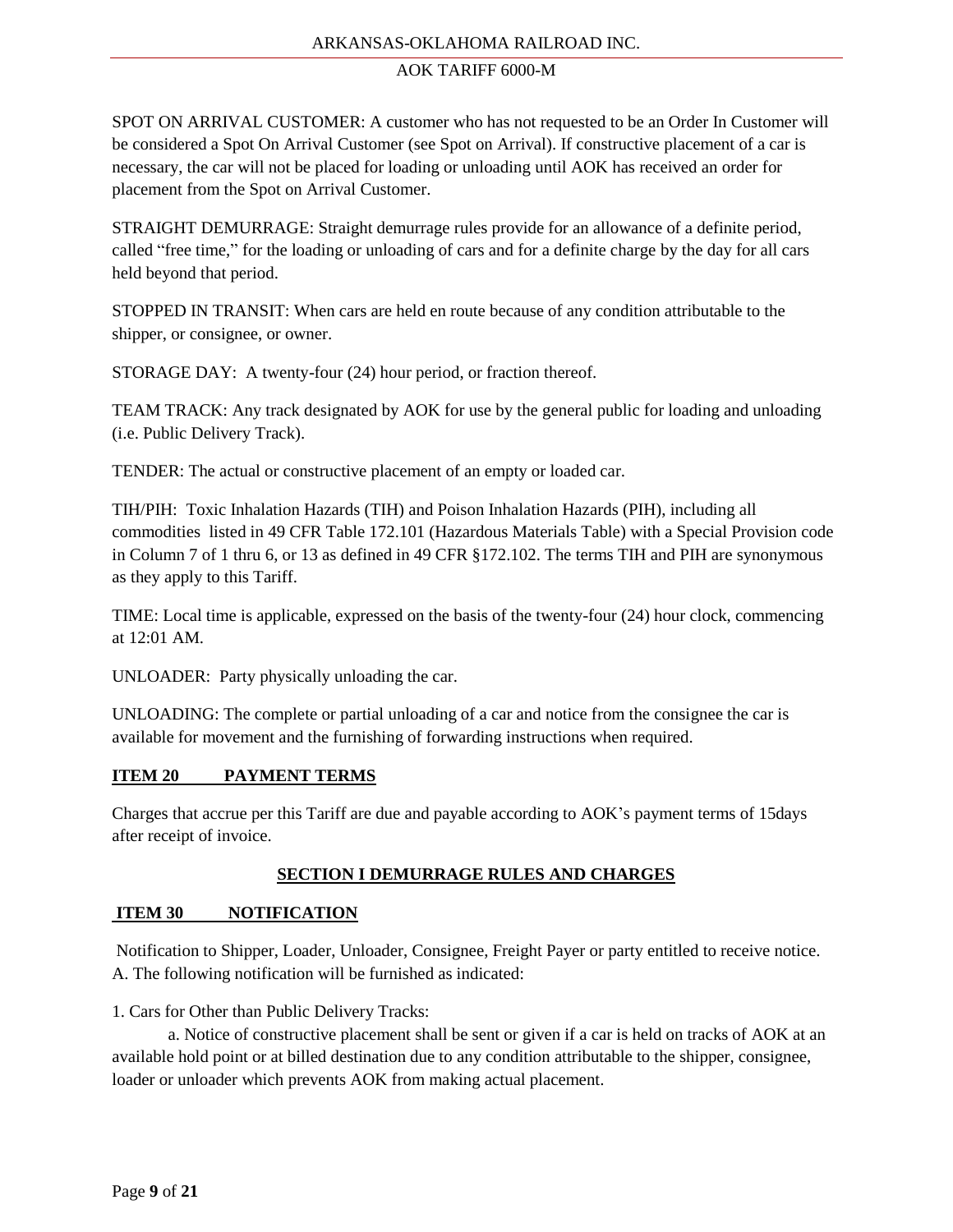SPOT ON ARRIVAL CUSTOMER: A customer who has not requested to be an Order In Customer will be considered a Spot On Arrival Customer (see Spot on Arrival). If constructive placement of a car is necessary, the car will not be placed for loading or unloading until AOK has received an order for placement from the Spot on Arrival Customer.

STRAIGHT DEMURRAGE: Straight demurrage rules provide for an allowance of a definite period, called "free time," for the loading or unloading of cars and for a definite charge by the day for all cars held beyond that period.

STOPPED IN TRANSIT: When cars are held en route because of any condition attributable to the shipper, or consignee, or owner.

STORAGE DAY: A twenty-four (24) hour period, or fraction thereof.

TEAM TRACK: Any track designated by AOK for use by the general public for loading and unloading (i.e. Public Delivery Track).

TENDER: The actual or constructive placement of an empty or loaded car.

TIH/PIH: Toxic Inhalation Hazards (TIH) and Poison Inhalation Hazards (PIH), including all commodities listed in 49 CFR Table 172.101 (Hazardous Materials Table) with a Special Provision code in Column 7 of 1 thru 6, or 13 as defined in 49 CFR §172.102. The terms TIH and PIH are synonymous as they apply to this Tariff.

TIME: Local time is applicable, expressed on the basis of the twenty-four (24) hour clock, commencing at 12:01 AM.

UNLOADER: Party physically unloading the car.

UNLOADING: The complete or partial unloading of a car and notice from the consignee the car is available for movement and the furnishing of forwarding instructions when required.

## ITEM 20 PAYMENT TERMS

Charges that accrue per this Tariff are due and payable according to AOK's payment terms of 15days after receipt of invoice.

# SECTION I DEMURRAGE RULES AND CHARGES

## ITEM 30 NOTIFICATION

Notification to Shipper, Loader, Unloader, Consignee, Freight Payer or party entitled to receive notice.
A. The following notification will be furnished as indicated:

1. Cars for Other than Public Delivery Tracks:

    a. Notice of constructive placement shall be sent or given if a car is held on tracks of AOK at an available hold point or at billed destination due to any condition attributable to the shipper, consignee, loader or unloader which prevents AOK from making actual placement.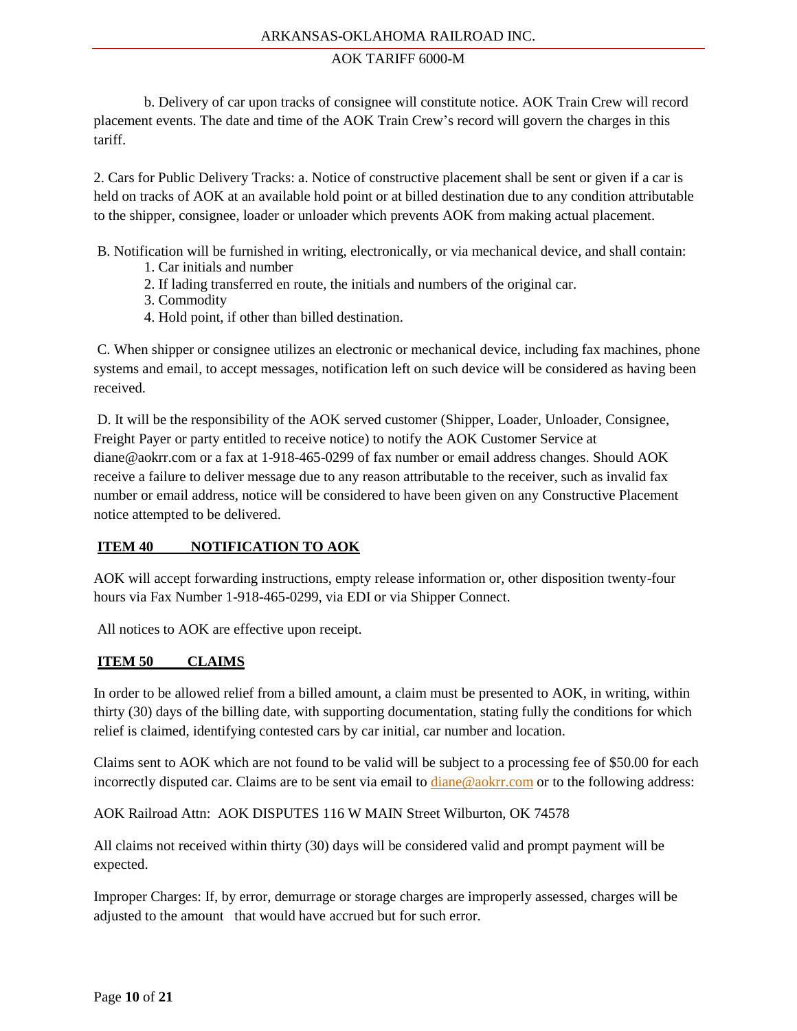b. Delivery of car upon tracks of consignee will constitute notice. AOK Train Crew will record placement events. The date and time of the AOK Train Crew's record will govern the charges in this tariff.

2. Cars for Public Delivery Tracks: a. Notice of constructive placement shall be sent or given if a car is held on tracks of AOK at an available hold point or at billed destination due to any condition attributable to the shipper, consignee, loader or unloader which prevents AOK from making actual placement.

B. Notification will be furnished in writing, electronically, or via mechanical device, and shall contain:

1. Car initials and number
2. If lading transferred en route, the initials and numbers of the original car.
3. Commodity
4. Hold point, if other than billed destination.

C. When shipper or consignee utilizes an electronic or mechanical device, including fax machines, phone systems and email, to accept messages, notification left on such device will be considered as having been received.

D. It will be the responsibility of the AOK served customer (Shipper, Loader, Unloader, Consignee, Freight Payer or party entitled to receive notice) to notify the AOK Customer Service at diane@aokrr.com or a fax at 1-918-465-0299 of fax number or email address changes. Should AOK receive a failure to deliver message due to any reason attributable to the receiver, such as invalid fax number or email address, notice will be considered to have been given on any Constructive Placement notice attempted to be delivered.

## ITEM 40 NOTIFICATION TO AOK

AOK will accept forwarding instructions, empty release information or, other disposition twenty-four hours via Fax Number 1-918-465-0299, via EDI or via Shipper Connect.

All notices to AOK are effective upon receipt.

## ITEM 50 CLAIMS

In order to be allowed relief from a billed amount, a claim must be presented to AOK, in writing, within thirty (30) days of the billing date, with supporting documentation, stating fully the conditions for which relief is claimed, identifying contested cars by car initial, car number and location.

Claims sent to AOK which are not found to be valid will be subject to a processing fee of $50.00 for each incorrectly disputed car. Claims are to be sent via email to diane@aokrr.com or to the following address:

AOK Railroad Attn: AOK DISPUTES 116 W MAIN Street Wilburton, OK 74578

All claims not received within thirty (30) days will be considered valid and prompt payment will be expected.

Improper Charges: If, by error, demurrage or storage charges are improperly assessed, charges will be adjusted to the amount that would have accrued but for such error.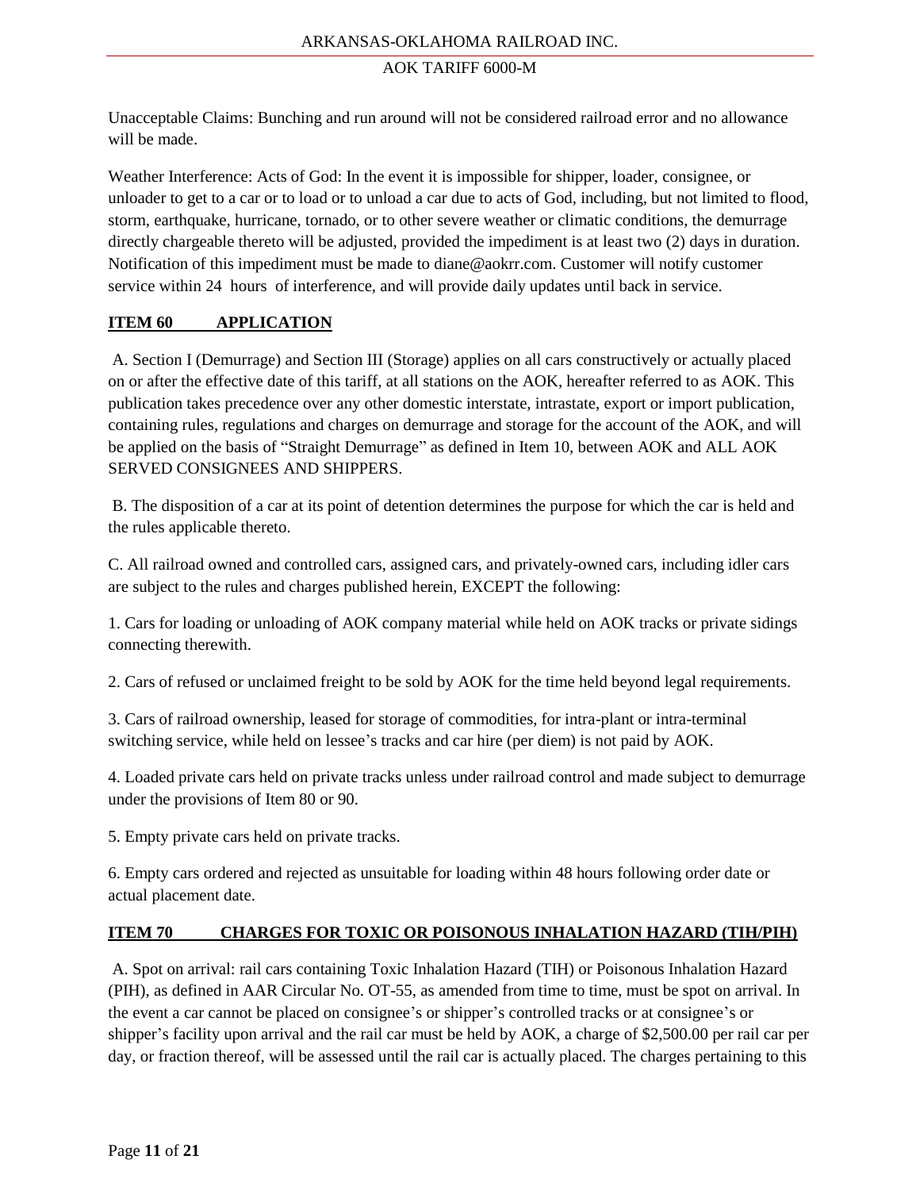Unacceptable Claims: Bunching and run around will not be considered railroad error and no allowance will be made.

Weather Interference: Acts of God: In the event it is impossible for shipper, loader, consignee, or unloader to get to a car or to load or to unload a car due to acts of God, including, but not limited to flood, storm, earthquake, hurricane, tornado, or to other severe weather or climatic conditions, the demurrage directly chargeable thereto will be adjusted, provided the impediment is at least two (2) days in duration. Notification of this impediment must be made to diane@aokrr.com. Customer will notify customer service within 24 hours of interference, and will provide daily updates until back in service.

## ITEM 60 APPLICATION

A. Section I (Demurrage) and Section III (Storage) applies on all cars constructively or actually placed on or after the effective date of this tariff, at all stations on the AOK, hereafter referred to as AOK. This publication takes precedence over any other domestic interstate, intrastate, export or import publication, containing rules, regulations and charges on demurrage and storage for the account of the AOK, and will be applied on the basis of "Straight Demurrage" as defined in Item 10, between AOK and ALL AOK SERVED CONSIGNEES AND SHIPPERS.

B. The disposition of a car at its point of detention determines the purpose for which the car is held and the rules applicable thereto.

C. All railroad owned and controlled cars, assigned cars, and privately-owned cars, including idler cars are subject to the rules and charges published herein, EXCEPT the following:

1. Cars for loading or unloading of AOK company material while held on AOK tracks or private sidings connecting therewith.

2. Cars of refused or unclaimed freight to be sold by AOK for the time held beyond legal requirements.

3. Cars of railroad ownership, leased for storage of commodities, for intra-plant or intra-terminal switching service, while held on lessee's tracks and car hire (per diem) is not paid by AOK.

4. Loaded private cars held on private tracks unless under railroad control and made subject to demurrage under the provisions of Item 80 or 90.

5. Empty private cars held on private tracks.

6. Empty cars ordered and rejected as unsuitable for loading within 48 hours following order date or actual placement date.

## ITEM 70 CHARGES FOR TOXIC OR POISONOUS INHALATION HAZARD (TIH/PIH)

A. Spot on arrival: rail cars containing Toxic Inhalation Hazard (TIH) or Poisonous Inhalation Hazard (PIH), as defined in AAR Circular No. OT-55, as amended from time to time, must be spot on arrival. In the event a car cannot be placed on consignee's or shipper's controlled tracks or at consignee's or shipper's facility upon arrival and the rail car must be held by AOK, a charge of $2,500.00 per rail car per day, or fraction thereof, will be assessed until the rail car is actually placed. The charges pertaining to this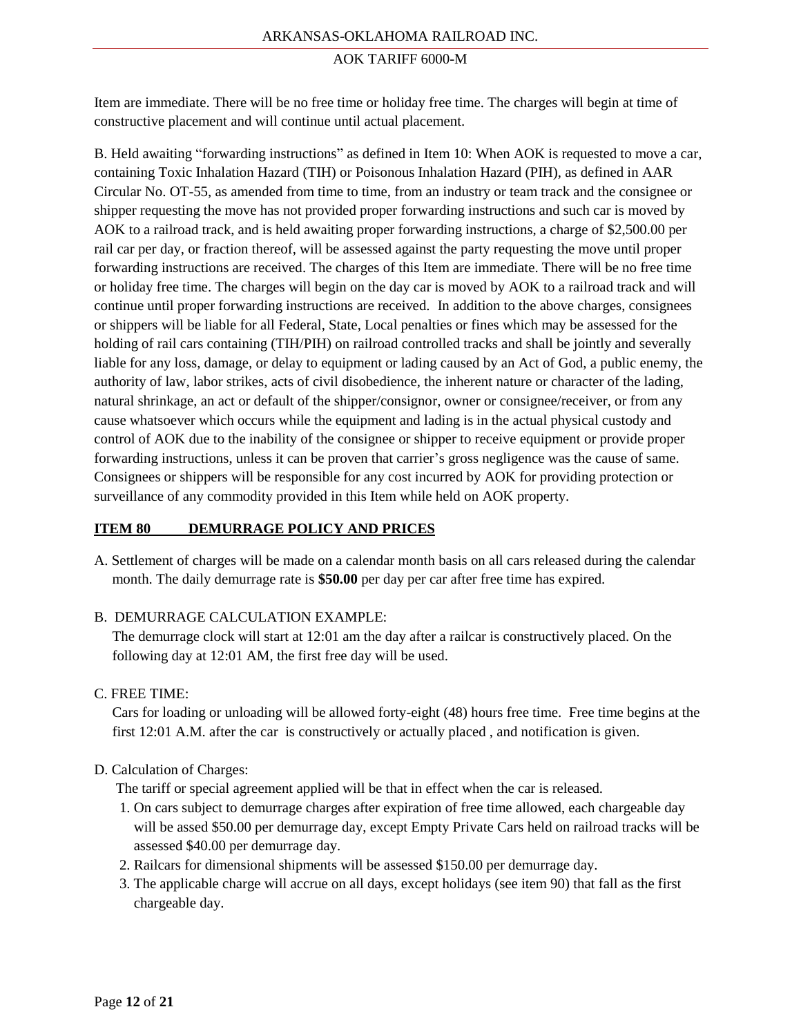Item are immediate. There will be no free time or holiday free time. The charges will begin at time of constructive placement and will continue until actual placement.

B. Held awaiting "forwarding instructions" as defined in Item 10: When AOK is requested to move a car, containing Toxic Inhalation Hazard (TIH) or Poisonous Inhalation Hazard (PIH), as defined in AAR Circular No. OT-55, as amended from time to time, from an industry or team track and the consignee or shipper requesting the move has not provided proper forwarding instructions and such car is moved by AOK to a railroad track, and is held awaiting proper forwarding instructions, a charge of $2,500.00 per rail car per day, or fraction thereof, will be assessed against the party requesting the move until proper forwarding instructions are received. The charges of this Item are immediate. There will be no free time or holiday free time. The charges will begin on the day car is moved by AOK to a railroad track and will continue until proper forwarding instructions are received. In addition to the above charges, consignees or shippers will be liable for all Federal, State, Local penalties or fines which may be assessed for the holding of rail cars containing (TIH/PIH) on railroad controlled tracks and shall be jointly and severally liable for any loss, damage, or delay to equipment or lading caused by an Act of God, a public enemy, the authority of law, labor strikes, acts of civil disobedience, the inherent nature or character of the lading, natural shrinkage, an act or default of the shipper/consignor, owner or consignee/receiver, or from any cause whatsoever which occurs while the equipment and lading is in the actual physical custody and control of AOK due to the inability of the consignee or shipper to receive equipment or provide proper forwarding instructions, unless it can be proven that carrier's gross negligence was the cause of same. Consignees or shippers will be responsible for any cost incurred by AOK for providing protection or surveillance of any commodity provided in this Item while held on AOK property.

## ITEM 80 DEMURRAGE POLICY AND PRICES

A. Settlement of charges will be made on a calendar month basis on all cars released during the calendar month. The daily demurrage rate is **$50.00** per day per car after free time has expired.

B. DEMURRAGE CALCULATION EXAMPLE:
The demurrage clock will start at 12:01 am the day after a railcar is constructively placed. On the following day at 12:01 AM, the first free day will be used.

C. FREE TIME:
Cars for loading or unloading will be allowed forty-eight (48) hours free time. Free time begins at the first 12:01 A.M. after the car is constructively or actually placed , and notification is given.

D. Calculation of Charges:
The tariff or special agreement applied will be that in effect when the car is released.

1. On cars subject to demurrage charges after expiration of free time allowed, each chargeable day will be assed $50.00 per demurrage day, except Empty Private Cars held on railroad tracks will be assessed $40.00 per demurrage day.
2. Railcars for dimensional shipments will be assessed $150.00 per demurrage day.
3. The applicable charge will accrue on all days, except holidays (see item 90) that fall as the first chargeable day.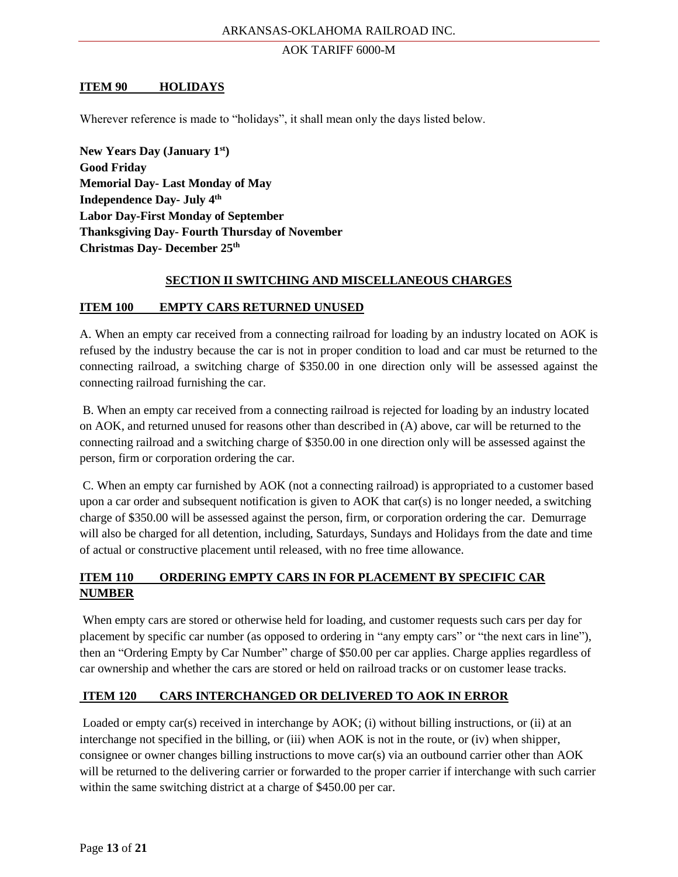## ITEM 90 HOLIDAYS

Wherever reference is made to "holidays", it shall mean only the days listed below.

**New Years Day (January 1st)**
**Good Friday**
**Memorial Day- Last Monday of May**
**Independence Day- July 4th**
**Labor Day-First Monday of September**
**Thanksgiving Day- Fourth Thursday of November**
**Christmas Day- December 25th**

# SECTION II SWITCHING AND MISCELLANEOUS CHARGES

## ITEM 100 EMPTY CARS RETURNED UNUSED

A. When an empty car received from a connecting railroad for loading by an industry located on AOK is refused by the industry because the car is not in proper condition to load and car must be returned to the connecting railroad, a switching charge of $350.00 in one direction only will be assessed against the connecting railroad furnishing the car.

B. When an empty car received from a connecting railroad is rejected for loading by an industry located on AOK, and returned unused for reasons other than described in (A) above, car will be returned to the connecting railroad and a switching charge of $350.00 in one direction only will be assessed against the person, firm or corporation ordering the car.

C. When an empty car furnished by AOK (not a connecting railroad) is appropriated to a customer based upon a car order and subsequent notification is given to AOK that car(s) is no longer needed, a switching charge of $350.00 will be assessed against the person, firm, or corporation ordering the car. Demurrage will also be charged for all detention, including, Saturdays, Sundays and Holidays from the date and time of actual or constructive placement until released, with no free time allowance.

## ITEM 110 ORDERING EMPTY CARS IN FOR PLACEMENT BY SPECIFIC CAR NUMBER

When empty cars are stored or otherwise held for loading, and customer requests such cars per day for placement by specific car number (as opposed to ordering in "any empty cars" or "the next cars in line"), then an "Ordering Empty by Car Number" charge of $50.00 per car applies. Charge applies regardless of car ownership and whether the cars are stored or held on railroad tracks or on customer lease tracks.

## ITEM 120 CARS INTERCHANGED OR DELIVERED TO AOK IN ERROR

Loaded or empty car(s) received in interchange by AOK; (i) without billing instructions, or (ii) at an interchange not specified in the billing, or (iii) when AOK is not in the route, or (iv) when shipper, consignee or owner changes billing instructions to move car(s) via an outbound carrier other than AOK will be returned to the delivering carrier or forwarded to the proper carrier if interchange with such carrier within the same switching district at a charge of $450.00 per car.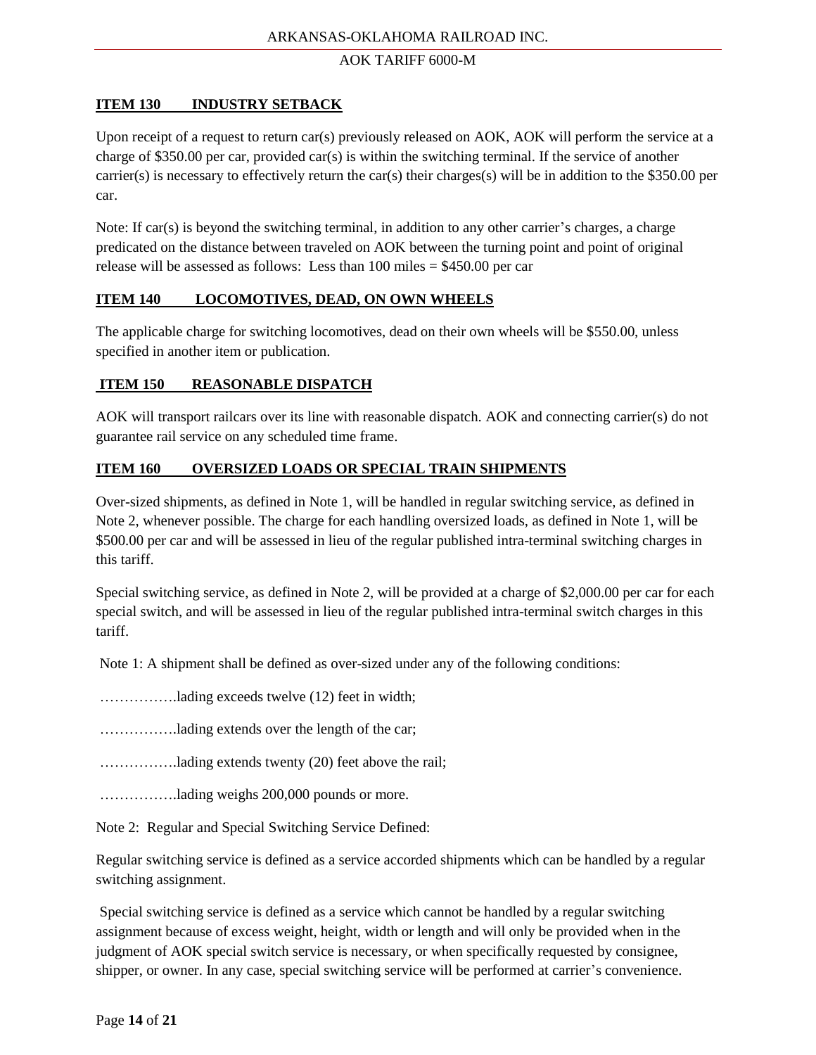## ITEM 130 INDUSTRY SETBACK

Upon receipt of a request to return car(s) previously released on AOK, AOK will perform the service at a charge of $350.00 per car, provided car(s) is within the switching terminal. If the service of another carrier(s) is necessary to effectively return the car(s) their charges(s) will be in addition to the $350.00 per car.

Note: If car(s) is beyond the switching terminal, in addition to any other carrier's charges, a charge predicated on the distance between traveled on AOK between the turning point and point of original release will be assessed as follows: Less than 100 miles = $450.00 per car

## ITEM 140 LOCOMOTIVES, DEAD, ON OWN WHEELS

The applicable charge for switching locomotives, dead on their own wheels will be $550.00, unless specified in another item or publication.

## ITEM 150 REASONABLE DISPATCH

AOK will transport railcars over its line with reasonable dispatch. AOK and connecting carrier(s) do not guarantee rail service on any scheduled time frame.

## ITEM 160 OVERSIZED LOADS OR SPECIAL TRAIN SHIPMENTS

Over-sized shipments, as defined in Note 1, will be handled in regular switching service, as defined in Note 2, whenever possible. The charge for each handling oversized loads, as defined in Note 1, will be $500.00 per car and will be assessed in lieu of the regular published intra-terminal switching charges in this tariff.

Special switching service, as defined in Note 2, will be provided at a charge of $2,000.00 per car for each special switch, and will be assessed in lieu of the regular published intra-terminal switch charges in this tariff.

Note 1: A shipment shall be defined as over-sized under any of the following conditions:

…………….lading exceeds twelve (12) feet in width;

…………….lading extends over the length of the car;

…………….lading extends twenty (20) feet above the rail;

…………….lading weighs 200,000 pounds or more.

Note 2: Regular and Special Switching Service Defined:

Regular switching service is defined as a service accorded shipments which can be handled by a regular switching assignment.

Special switching service is defined as a service which cannot be handled by a regular switching assignment because of excess weight, height, width or length and will only be provided when in the judgment of AOK special switch service is necessary, or when specifically requested by consignee, shipper, or owner. In any case, special switching service will be performed at carrier's convenience.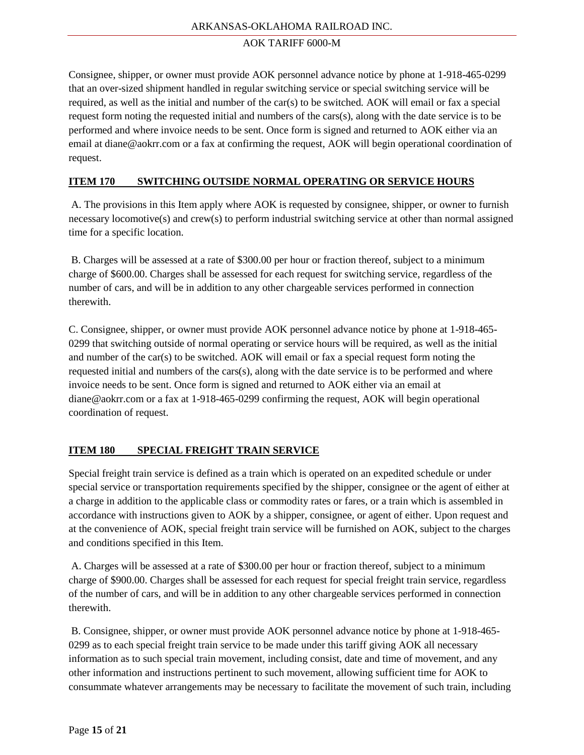Consignee, shipper, or owner must provide AOK personnel advance notice by phone at 1-918-465-0299 that an over-sized shipment handled in regular switching service or special switching service will be required, as well as the initial and number of the car(s) to be switched. AOK will email or fax a special request form noting the requested initial and numbers of the cars(s), along with the date service is to be performed and where invoice needs to be sent. Once form is signed and returned to AOK either via an email at diane@aokrr.com or a fax at confirming the request, AOK will begin operational coordination of request.

## ITEM 170 SWITCHING OUTSIDE NORMAL OPERATING OR SERVICE HOURS

A. The provisions in this Item apply where AOK is requested by consignee, shipper, or owner to furnish necessary locomotive(s) and crew(s) to perform industrial switching service at other than normal assigned time for a specific location.

B. Charges will be assessed at a rate of $300.00 per hour or fraction thereof, subject to a minimum charge of $600.00. Charges shall be assessed for each request for switching service, regardless of the number of cars, and will be in addition to any other chargeable services performed in connection therewith.

C. Consignee, shipper, or owner must provide AOK personnel advance notice by phone at 1-918-465-0299 that switching outside of normal operating or service hours will be required, as well as the initial and number of the car(s) to be switched. AOK will email or fax a special request form noting the requested initial and numbers of the cars(s), along with the date service is to be performed and where invoice needs to be sent. Once form is signed and returned to AOK either via an email at diane@aokrr.com or a fax at 1-918-465-0299 confirming the request, AOK will begin operational coordination of request.

## ITEM 180 SPECIAL FREIGHT TRAIN SERVICE

Special freight train service is defined as a train which is operated on an expedited schedule or under special service or transportation requirements specified by the shipper, consignee or the agent of either at a charge in addition to the applicable class or commodity rates or fares, or a train which is assembled in accordance with instructions given to AOK by a shipper, consignee, or agent of either. Upon request and at the convenience of AOK, special freight train service will be furnished on AOK, subject to the charges and conditions specified in this Item.

A. Charges will be assessed at a rate of $300.00 per hour or fraction thereof, subject to a minimum charge of $900.00. Charges shall be assessed for each request for special freight train service, regardless of the number of cars, and will be in addition to any other chargeable services performed in connection therewith.

B. Consignee, shipper, or owner must provide AOK personnel advance notice by phone at 1-918-465-0299 as to each special freight train service to be made under this tariff giving AOK all necessary information as to such special train movement, including consist, date and time of movement, and any other information and instructions pertinent to such movement, allowing sufficient time for AOK to consummate whatever arrangements may be necessary to facilitate the movement of such train, including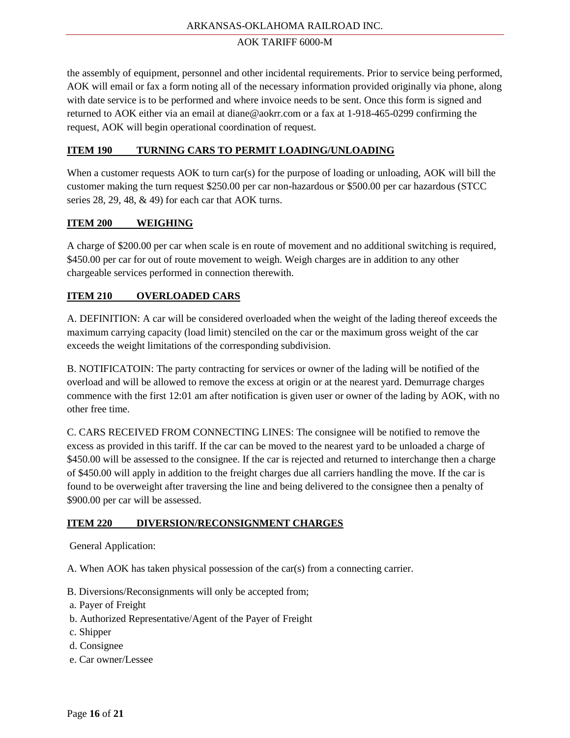the assembly of equipment, personnel and other incidental requirements. Prior to service being performed, AOK will email or fax a form noting all of the necessary information provided originally via phone, along with date service is to be performed and where invoice needs to be sent. Once this form is signed and returned to AOK either via an email at diane@aokrr.com or a fax at 1-918-465-0299 confirming the request, AOK will begin operational coordination of request.

## ITEM 190 TURNING CARS TO PERMIT LOADING/UNLOADING

When a customer requests AOK to turn car(s) for the purpose of loading or unloading, AOK will bill the customer making the turn request $250.00 per car non-hazardous or $500.00 per car hazardous (STCC series 28, 29, 48, & 49) for each car that AOK turns.

## ITEM 200 WEIGHING

A charge of $200.00 per car when scale is en route of movement and no additional switching is required, $450.00 per car for out of route movement to weigh. Weigh charges are in addition to any other chargeable services performed in connection therewith.

## ITEM 210 OVERLOADED CARS

A. DEFINITION: A car will be considered overloaded when the weight of the lading thereof exceeds the maximum carrying capacity (load limit) stenciled on the car or the maximum gross weight of the car exceeds the weight limitations of the corresponding subdivision.

B. NOTIFICATOIN: The party contracting for services or owner of the lading will be notified of the overload and will be allowed to remove the excess at origin or at the nearest yard. Demurrage charges commence with the first 12:01 am after notification is given user or owner of the lading by AOK, with no other free time.

C. CARS RECEIVED FROM CONNECTING LINES: The consignee will be notified to remove the excess as provided in this tariff. If the car can be moved to the nearest yard to be unloaded a charge of $450.00 will be assessed to the consignee. If the car is rejected and returned to interchange then a charge of $450.00 will apply in addition to the freight charges due all carriers handling the move. If the car is found to be overweight after traversing the line and being delivered to the consignee then a penalty of $900.00 per car will be assessed.

## ITEM 220 DIVERSION/RECONSIGNMENT CHARGES

General Application:

A. When AOK has taken physical possession of the car(s) from a connecting carrier.

B. Diversions/Reconsignments will only be accepted from;

a. Payer of Freight  
b. Authorized Representative/Agent of the Payer of Freight  
c. Shipper  
d. Consignee  
e. Car owner/Lessee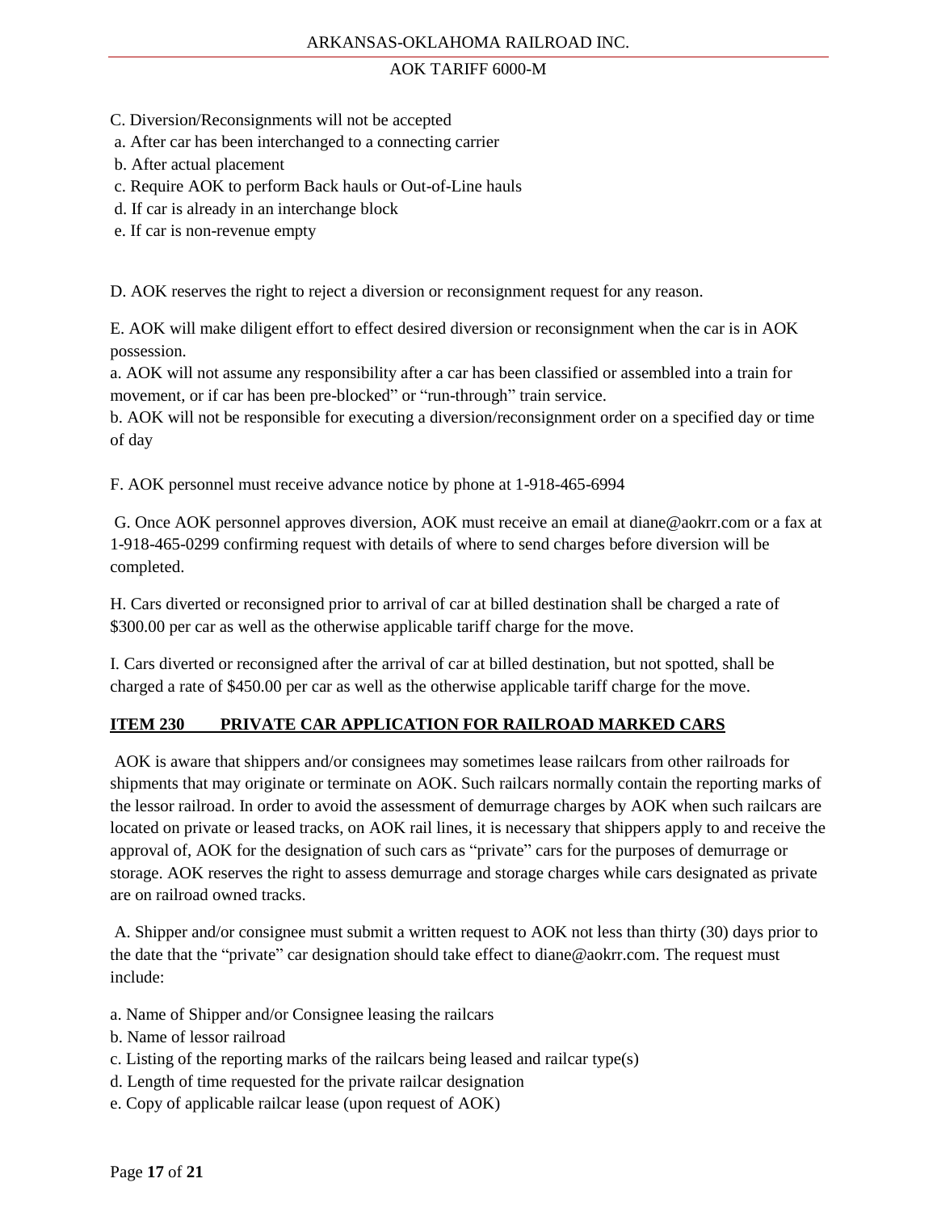C. Diversion/Reconsignments will not be accepted

a. After car has been interchanged to a connecting carrier
b. After actual placement
c. Require AOK to perform Back hauls or Out-of-Line hauls
d. If car is already in an interchange block
e. If car is non-revenue empty

D. AOK reserves the right to reject a diversion or reconsignment request for any reason.

E. AOK will make diligent effort to effect desired diversion or reconsignment when the car is in AOK possession.

a. AOK will not assume any responsibility after a car has been classified or assembled into a train for movement, or if car has been pre-blocked" or "run-through" train service.
b. AOK will not be responsible for executing a diversion/reconsignment order on a specified day or time of day

F. AOK personnel must receive advance notice by phone at 1-918-465-6994

G. Once AOK personnel approves diversion, AOK must receive an email at diane@aokrr.com or a fax at 1-918-465-0299 confirming request with details of where to send charges before diversion will be completed.

H. Cars diverted or reconsigned prior to arrival of car at billed destination shall be charged a rate of $300.00 per car as well as the otherwise applicable tariff charge for the move.

I. Cars diverted or reconsigned after the arrival of car at billed destination, but not spotted, shall be charged a rate of $450.00 per car as well as the otherwise applicable tariff charge for the move.

## ITEM 230 PRIVATE CAR APPLICATION FOR RAILROAD MARKED CARS

AOK is aware that shippers and/or consignees may sometimes lease railcars from other railroads for shipments that may originate or terminate on AOK. Such railcars normally contain the reporting marks of the lessor railroad. In order to avoid the assessment of demurrage charges by AOK when such railcars are located on private or leased tracks, on AOK rail lines, it is necessary that shippers apply to and receive the approval of, AOK for the designation of such cars as "private" cars for the purposes of demurrage or storage. AOK reserves the right to assess demurrage and storage charges while cars designated as private are on railroad owned tracks.

A. Shipper and/or consignee must submit a written request to AOK not less than thirty (30) days prior to the date that the "private" car designation should take effect to diane@aokrr.com. The request must include:

a. Name of Shipper and/or Consignee leasing the railcars
b. Name of lessor railroad
c. Listing of the reporting marks of the railcars being leased and railcar type(s)
d. Length of time requested for the private railcar designation
e. Copy of applicable railcar lease (upon request of AOK)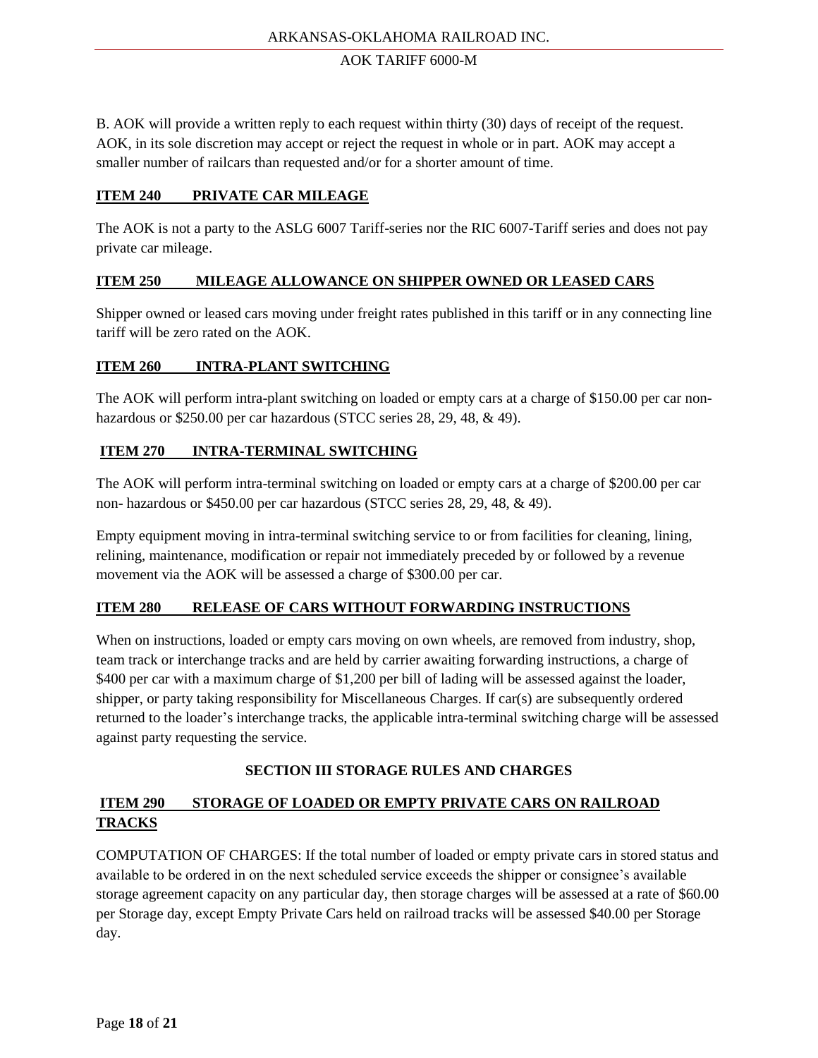B. AOK will provide a written reply to each request within thirty (30) days of receipt of the request. AOK, in its sole discretion may accept or reject the request in whole or in part. AOK may accept a smaller number of railcars than requested and/or for a shorter amount of time.

## ITEM 240 PRIVATE CAR MILEAGE

The AOK is not a party to the ASLG 6007 Tariff-series nor the RIC 6007-Tariff series and does not pay private car mileage.

## ITEM 250 MILEAGE ALLOWANCE ON SHIPPER OWNED OR LEASED CARS

Shipper owned or leased cars moving under freight rates published in this tariff or in any connecting line tariff will be zero rated on the AOK.

## ITEM 260 INTRA-PLANT SWITCHING

The AOK will perform intra-plant switching on loaded or empty cars at a charge of $150.00 per car non-hazardous or $250.00 per car hazardous (STCC series 28, 29, 48, & 49).

## ITEM 270 INTRA-TERMINAL SWITCHING

The AOK will perform intra-terminal switching on loaded or empty cars at a charge of $200.00 per car non- hazardous or $450.00 per car hazardous (STCC series 28, 29, 48, & 49).

Empty equipment moving in intra-terminal switching service to or from facilities for cleaning, lining, relining, maintenance, modification or repair not immediately preceded by or followed by a revenue movement via the AOK will be assessed a charge of $300.00 per car.

## ITEM 280 RELEASE OF CARS WITHOUT FORWARDING INSTRUCTIONS

When on instructions, loaded or empty cars moving on own wheels, are removed from industry, shop, team track or interchange tracks and are held by carrier awaiting forwarding instructions, a charge of $400 per car with a maximum charge of $1,200 per bill of lading will be assessed against the loader, shipper, or party taking responsibility for Miscellaneous Charges. If car(s) are subsequently ordered returned to the loader's interchange tracks, the applicable intra-terminal switching charge will be assessed against party requesting the service.

# SECTION III STORAGE RULES AND CHARGES

## ITEM 290 STORAGE OF LOADED OR EMPTY PRIVATE CARS ON RAILROAD TRACKS

COMPUTATION OF CHARGES: If the total number of loaded or empty private cars in stored status and available to be ordered in on the next scheduled service exceeds the shipper or consignee's available storage agreement capacity on any particular day, then storage charges will be assessed at a rate of $60.00 per Storage day, except Empty Private Cars held on railroad tracks will be assessed $40.00 per Storage day.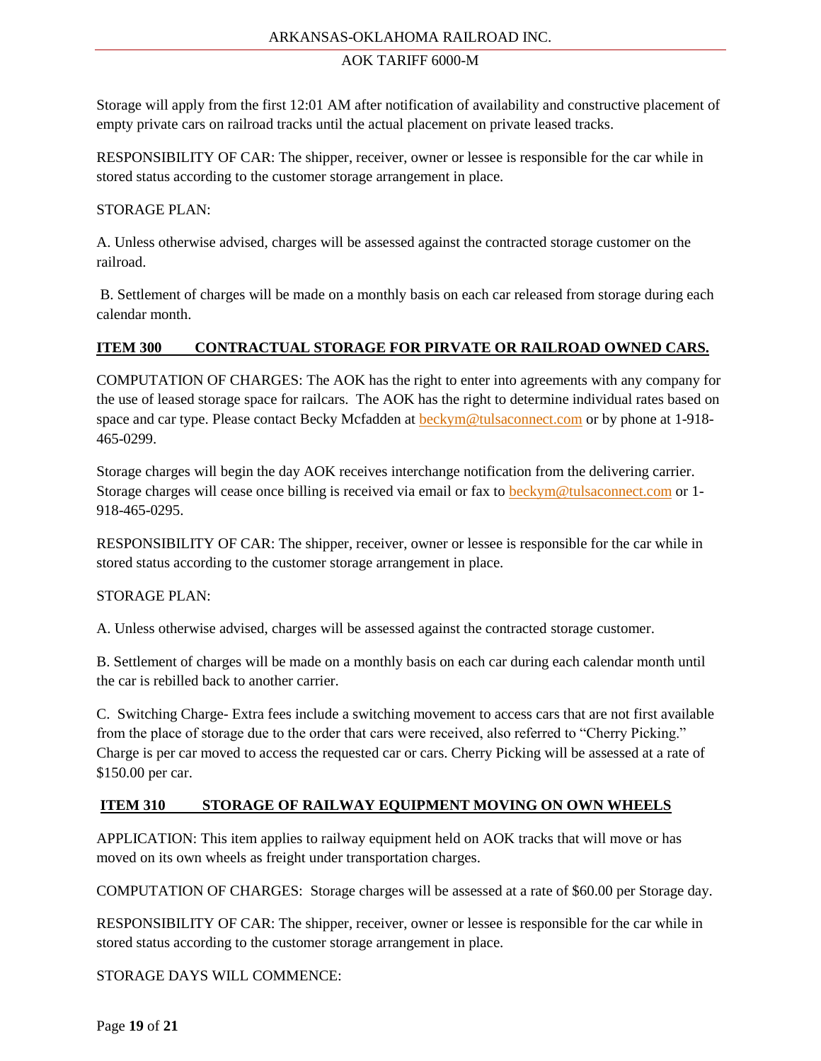Storage will apply from the first 12:01 AM after notification of availability and constructive placement of empty private cars on railroad tracks until the actual placement on private leased tracks.

RESPONSIBILITY OF CAR: The shipper, receiver, owner or lessee is responsible for the car while in stored status according to the customer storage arrangement in place.

STORAGE PLAN:

A. Unless otherwise advised, charges will be assessed against the contracted storage customer on the railroad.

B. Settlement of charges will be made on a monthly basis on each car released from storage during each calendar month.

## ITEM 300 CONTRACTUAL STORAGE FOR PIRVATE OR RAILROAD OWNED CARS.

COMPUTATION OF CHARGES: The AOK has the right to enter into agreements with any company for the use of leased storage space for railcars. The AOK has the right to determine individual rates based on space and car type. Please contact Becky Mcfadden at beckym@tulsaconnect.com or by phone at 1-918-465-0299.

Storage charges will begin the day AOK receives interchange notification from the delivering carrier. Storage charges will cease once billing is received via email or fax to beckym@tulsaconnect.com or 1-918-465-0295.

RESPONSIBILITY OF CAR: The shipper, receiver, owner or lessee is responsible for the car while in stored status according to the customer storage arrangement in place.

STORAGE PLAN:

A. Unless otherwise advised, charges will be assessed against the contracted storage customer.

B. Settlement of charges will be made on a monthly basis on each car during each calendar month until the car is rebilled back to another carrier.

C. Switching Charge- Extra fees include a switching movement to access cars that are not first available from the place of storage due to the order that cars were received, also referred to "Cherry Picking." Charge is per car moved to access the requested car or cars. Cherry Picking will be assessed at a rate of $150.00 per car.

## ITEM 310 STORAGE OF RAILWAY EQUIPMENT MOVING ON OWN WHEELS

APPLICATION: This item applies to railway equipment held on AOK tracks that will move or has moved on its own wheels as freight under transportation charges.

COMPUTATION OF CHARGES: Storage charges will be assessed at a rate of $60.00 per Storage day.

RESPONSIBILITY OF CAR: The shipper, receiver, owner or lessee is responsible for the car while in stored status according to the customer storage arrangement in place.

STORAGE DAYS WILL COMMENCE: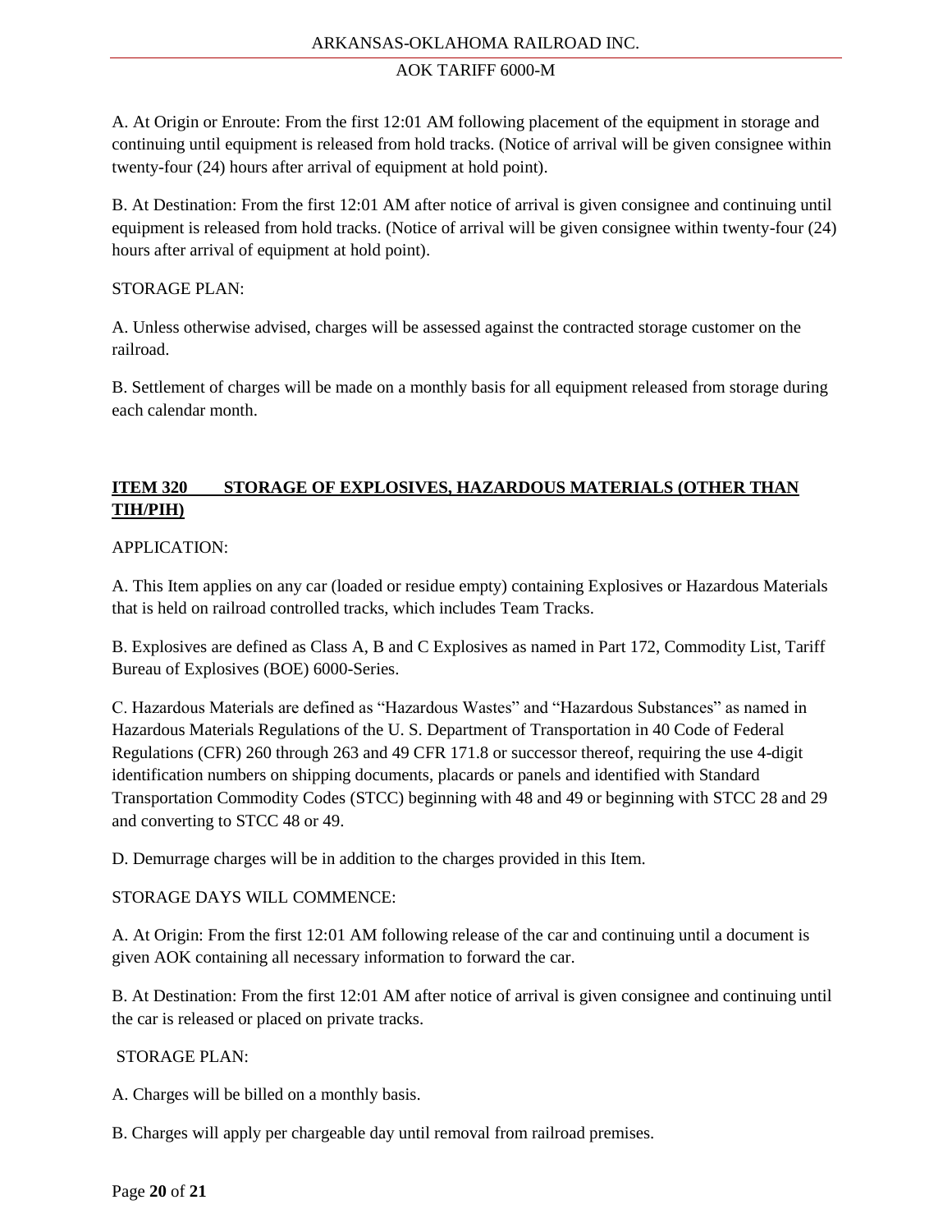A. At Origin or Enroute: From the first 12:01 AM following placement of the equipment in storage and continuing until equipment is released from hold tracks. (Notice of arrival will be given consignee within twenty-four (24) hours after arrival of equipment at hold point).

B. At Destination: From the first 12:01 AM after notice of arrival is given consignee and continuing until equipment is released from hold tracks. (Notice of arrival will be given consignee within twenty-four (24) hours after arrival of equipment at hold point).

STORAGE PLAN:

A. Unless otherwise advised, charges will be assessed against the contracted storage customer on the railroad.

B. Settlement of charges will be made on a monthly basis for all equipment released from storage during each calendar month.

## ITEM 320 STORAGE OF EXPLOSIVES, HAZARDOUS MATERIALS (OTHER THAN TIH/PIH)

APPLICATION:

A. This Item applies on any car (loaded or residue empty) containing Explosives or Hazardous Materials that is held on railroad controlled tracks, which includes Team Tracks.

B. Explosives are defined as Class A, B and C Explosives as named in Part 172, Commodity List, Tariff Bureau of Explosives (BOE) 6000-Series.

C. Hazardous Materials are defined as "Hazardous Wastes" and "Hazardous Substances" as named in Hazardous Materials Regulations of the U. S. Department of Transportation in 40 Code of Federal Regulations (CFR) 260 through 263 and 49 CFR 171.8 or successor thereof, requiring the use 4-digit identification numbers on shipping documents, placards or panels and identified with Standard Transportation Commodity Codes (STCC) beginning with 48 and 49 or beginning with STCC 28 and 29 and converting to STCC 48 or 49.

D. Demurrage charges will be in addition to the charges provided in this Item.

STORAGE DAYS WILL COMMENCE:

A. At Origin: From the first 12:01 AM following release of the car and continuing until a document is given AOK containing all necessary information to forward the car.

B. At Destination: From the first 12:01 AM after notice of arrival is given consignee and continuing until the car is released or placed on private tracks.

STORAGE PLAN:

A. Charges will be billed on a monthly basis.

B. Charges will apply per chargeable day until removal from railroad premises.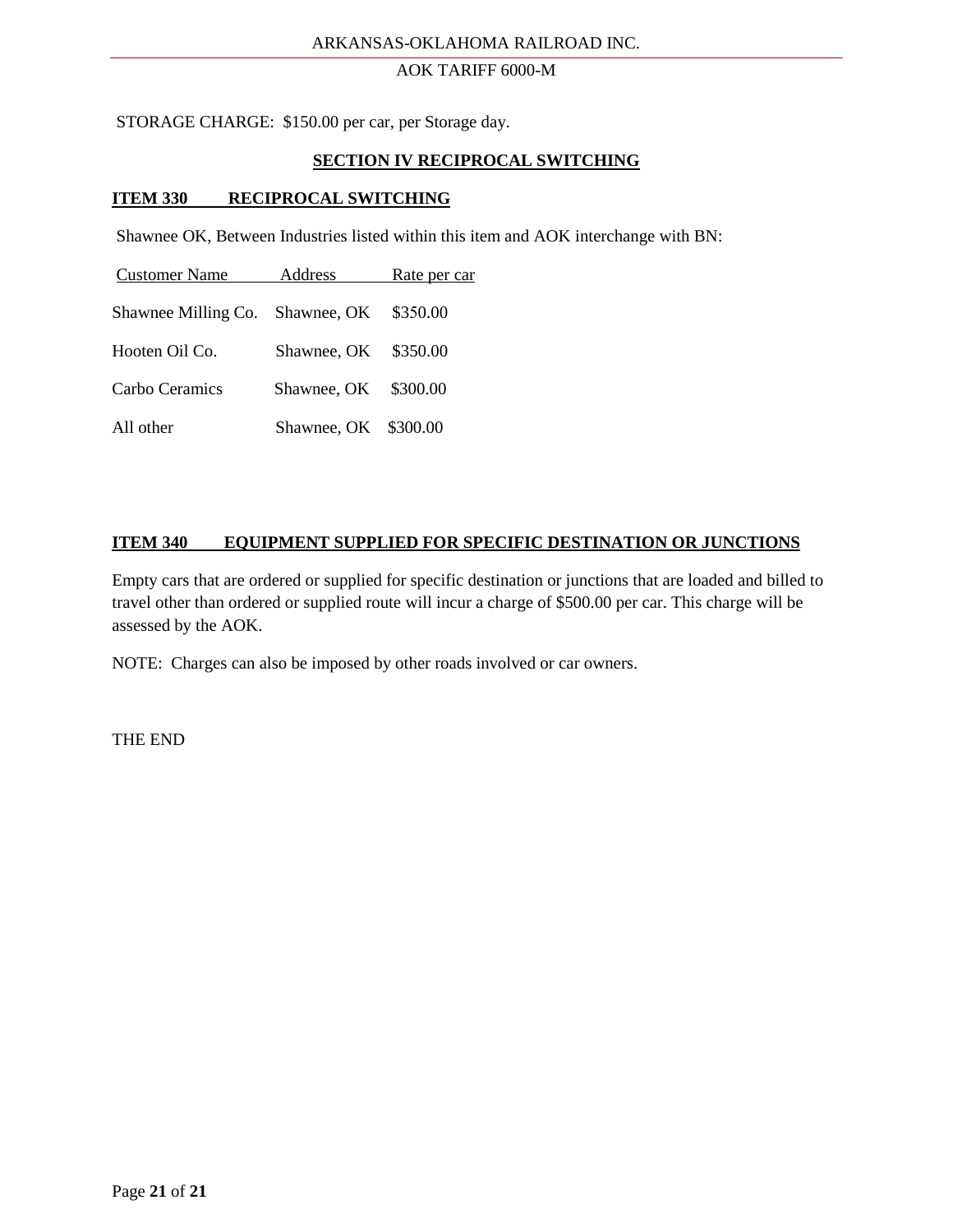STORAGE CHARGE: $150.00 per car, per Storage day.

## SECTION IV RECIPROCAL SWITCHING

### ITEM 330 RECIPROCAL SWITCHING

Shawnee OK, Between Industries listed within this item and AOK interchange with BN:

| Customer Name | Address | Rate per car |
|---|---|---|
| Shawnee Milling Co. | Shawnee, OK | $350.00 |
| Hooten Oil Co. | Shawnee, OK | $350.00 |
| Carbo Ceramics | Shawnee, OK | $300.00 |
| All other | Shawnee, OK | $300.00 |

### ITEM 340 EQUIPMENT SUPPLIED FOR SPECIFIC DESTINATION OR JUNCTIONS

Empty cars that are ordered or supplied for specific destination or junctions that are loaded and billed to travel other than ordered or supplied route will incur a charge of $500.00 per car. This charge will be assessed by the AOK.

NOTE: Charges can also be imposed by other roads involved or car owners.

THE END